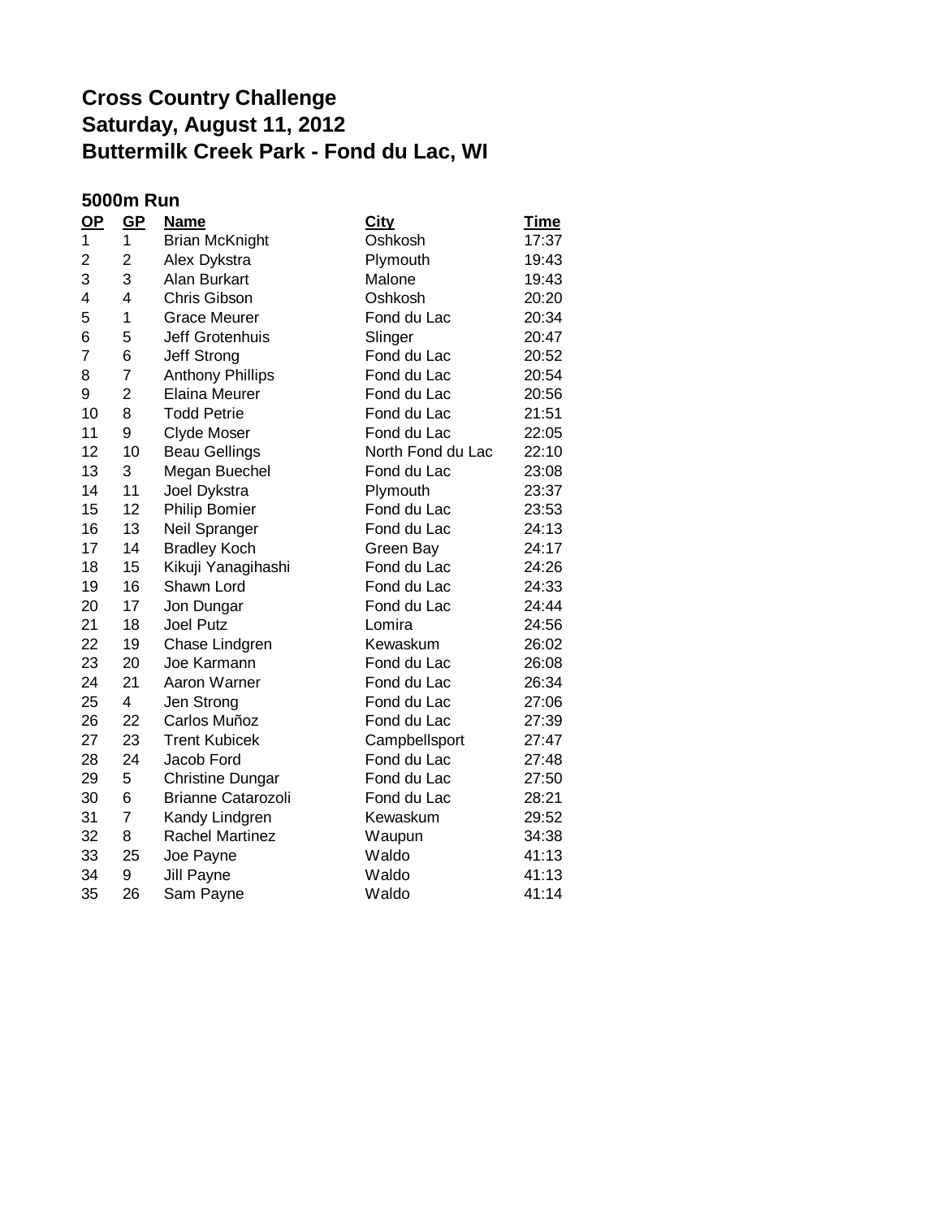# Cross Country Challenge
# Saturday, August 11, 2012
# Buttermilk Creek Park - Fond du Lac, WI

## 5000m Run

| OP | GP | Name | City | Time |
|---|---|---|---|---|
| 1 | 1 | Brian McKnight | Oshkosh | 17:37 |
| 2 | 2 | Alex Dykstra | Plymouth | 19:43 |
| 3 | 3 | Alan Burkart | Malone | 19:43 |
| 4 | 4 | Chris Gibson | Oshkosh | 20:20 |
| 5 | 1 | Grace Meurer | Fond du Lac | 20:34 |
| 6 | 5 | Jeff Grotenhuis | Slinger | 20:47 |
| 7 | 6 | Jeff Strong | Fond du Lac | 20:52 |
| 8 | 7 | Anthony Phillips | Fond du Lac | 20:54 |
| 9 | 2 | Elaina Meurer | Fond du Lac | 20:56 |
| 10 | 8 | Todd Petrie | Fond du Lac | 21:51 |
| 11 | 9 | Clyde Moser | Fond du Lac | 22:05 |
| 12 | 10 | Beau Gellings | North Fond du Lac | 22:10 |
| 13 | 3 | Megan Buechel | Fond du Lac | 23:08 |
| 14 | 11 | Joel Dykstra | Plymouth | 23:37 |
| 15 | 12 | Philip Bomier | Fond du Lac | 23:53 |
| 16 | 13 | Neil Spranger | Fond du Lac | 24:13 |
| 17 | 14 | Bradley Koch | Green Bay | 24:17 |
| 18 | 15 | Kikuji Yanagihashi | Fond du Lac | 24:26 |
| 19 | 16 | Shawn Lord | Fond du Lac | 24:33 |
| 20 | 17 | Jon Dungar | Fond du Lac | 24:44 |
| 21 | 18 | Joel Putz | Lomira | 24:56 |
| 22 | 19 | Chase Lindgren | Kewaskum | 26:02 |
| 23 | 20 | Joe Karmann | Fond du Lac | 26:08 |
| 24 | 21 | Aaron Warner | Fond du Lac | 26:34 |
| 25 | 4 | Jen Strong | Fond du Lac | 27:06 |
| 26 | 22 | Carlos Muñoz | Fond du Lac | 27:39 |
| 27 | 23 | Trent Kubicek | Campbellsport | 27:47 |
| 28 | 24 | Jacob Ford | Fond du Lac | 27:48 |
| 29 | 5 | Christine Dungar | Fond du Lac | 27:50 |
| 30 | 6 | Brianne Catarozoli | Fond du Lac | 28:21 |
| 31 | 7 | Kandy Lindgren | Kewaskum | 29:52 |
| 32 | 8 | Rachel Martinez | Waupun | 34:38 |
| 33 | 25 | Joe Payne | Waldo | 41:13 |
| 34 | 9 | Jill Payne | Waldo | 41:13 |
| 35 | 26 | Sam Payne | Waldo | 41:14 |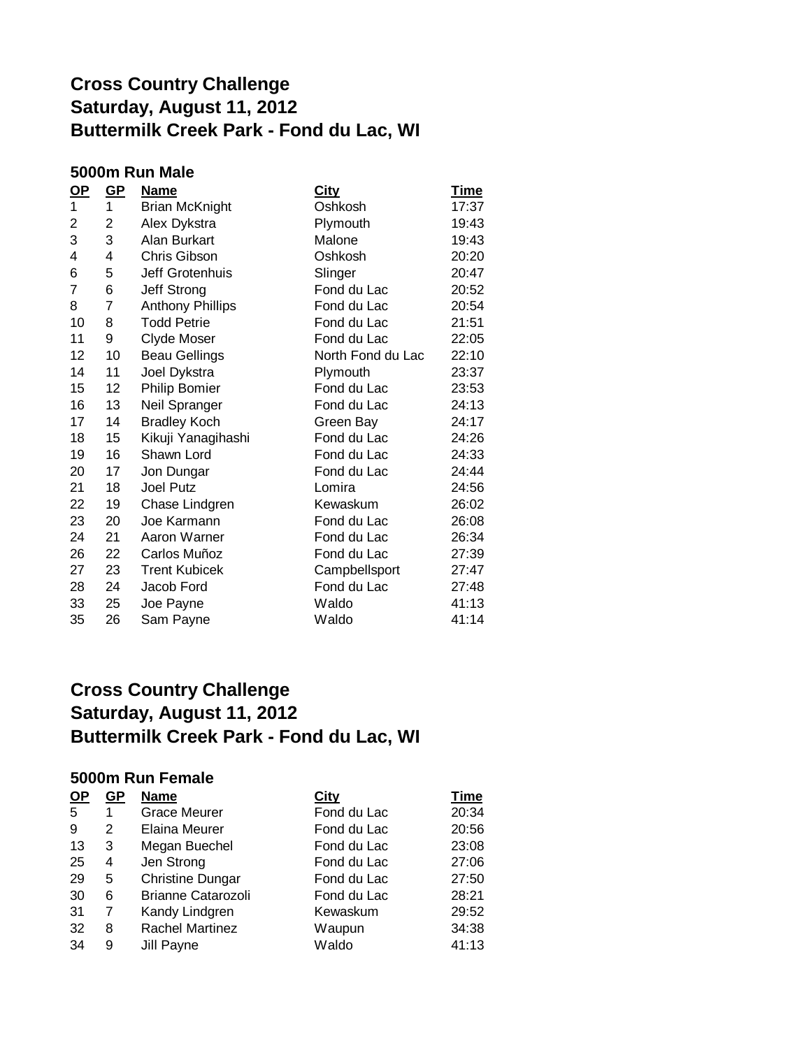# Cross Country Challenge
# Saturday, August 11, 2012
# Buttermilk Creek Park - Fond du Lac, WI

### 5000m Run Male

| OP | GP | Name | City | Time |
|---|---|---|---|---|
| 1 | 1 | Brian McKnight | Oshkosh | 17:37 |
| 2 | 2 | Alex Dykstra | Plymouth | 19:43 |
| 3 | 3 | Alan Burkart | Malone | 19:43 |
| 4 | 4 | Chris Gibson | Oshkosh | 20:20 |
| 6 | 5 | Jeff Grotenhuis | Slinger | 20:47 |
| 7 | 6 | Jeff Strong | Fond du Lac | 20:52 |
| 8 | 7 | Anthony Phillips | Fond du Lac | 20:54 |
| 10 | 8 | Todd Petrie | Fond du Lac | 21:51 |
| 11 | 9 | Clyde Moser | Fond du Lac | 22:05 |
| 12 | 10 | Beau Gellings | North Fond du Lac | 22:10 |
| 14 | 11 | Joel Dykstra | Plymouth | 23:37 |
| 15 | 12 | Philip Bomier | Fond du Lac | 23:53 |
| 16 | 13 | Neil Spranger | Fond du Lac | 24:13 |
| 17 | 14 | Bradley Koch | Green Bay | 24:17 |
| 18 | 15 | Kikuji Yanagihashi | Fond du Lac | 24:26 |
| 19 | 16 | Shawn Lord | Fond du Lac | 24:33 |
| 20 | 17 | Jon Dungar | Fond du Lac | 24:44 |
| 21 | 18 | Joel Putz | Lomira | 24:56 |
| 22 | 19 | Chase Lindgren | Kewaskum | 26:02 |
| 23 | 20 | Joe Karmann | Fond du Lac | 26:08 |
| 24 | 21 | Aaron Warner | Fond du Lac | 26:34 |
| 26 | 22 | Carlos Muñoz | Fond du Lac | 27:39 |
| 27 | 23 | Trent Kubicek | Campbellsport | 27:47 |
| 28 | 24 | Jacob Ford | Fond du Lac | 27:48 |
| 33 | 25 | Joe Payne | Waldo | 41:13 |
| 35 | 26 | Sam Payne | Waldo | 41:14 |

# Cross Country Challenge
# Saturday, August 11, 2012
# Buttermilk Creek Park - Fond du Lac, WI

### 5000m Run Female

| OP | GP | Name | City | Time |
|---|---|---|---|---|
| 5 | 1 | Grace Meurer | Fond du Lac | 20:34 |
| 9 | 2 | Elaina Meurer | Fond du Lac | 20:56 |
| 13 | 3 | Megan Buechel | Fond du Lac | 23:08 |
| 25 | 4 | Jen Strong | Fond du Lac | 27:06 |
| 29 | 5 | Christine Dungar | Fond du Lac | 27:50 |
| 30 | 6 | Brianne Catarozoli | Fond du Lac | 28:21 |
| 31 | 7 | Kandy Lindgren | Kewaskum | 29:52 |
| 32 | 8 | Rachel Martinez | Waupun | 34:38 |
| 34 | 9 | Jill Payne | Waldo | 41:13 |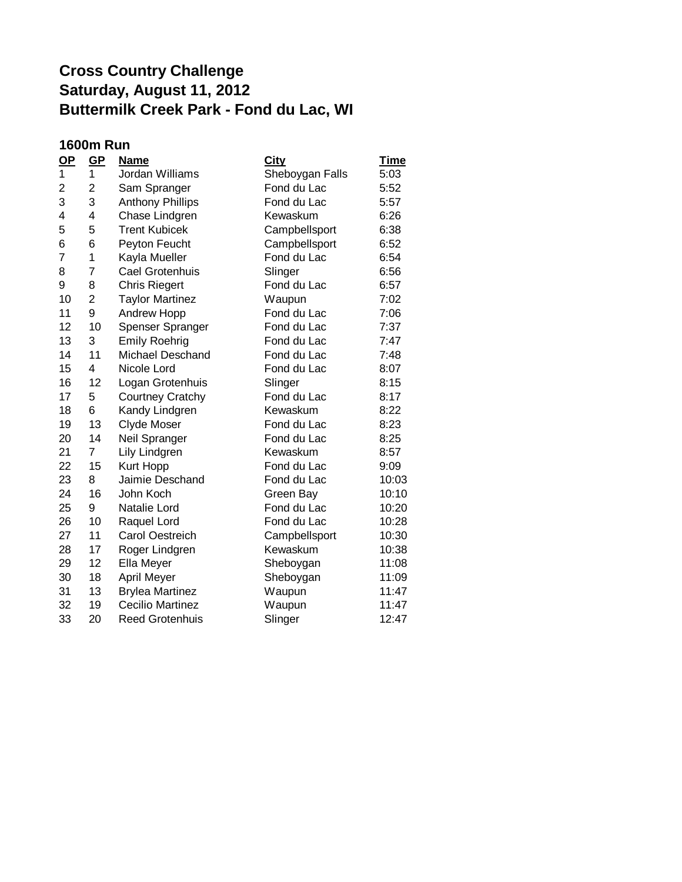# Cross Country Challenge
# Saturday, August 11, 2012
# Buttermilk Creek Park - Fond du Lac, WI

## 1600m Run

| OP | GP | Name | City | Time |
|---|---|---|---|---|
| 1 | 1 | Jordan Williams | Sheboygan Falls | 5:03 |
| 2 | 2 | Sam Spranger | Fond du Lac | 5:52 |
| 3 | 3 | Anthony Phillips | Fond du Lac | 5:57 |
| 4 | 4 | Chase Lindgren | Kewaskum | 6:26 |
| 5 | 5 | Trent Kubicek | Campbellsport | 6:38 |
| 6 | 6 | Peyton Feucht | Campbellsport | 6:52 |
| 7 | 1 | Kayla Mueller | Fond du Lac | 6:54 |
| 8 | 7 | Cael Grotenhuis | Slinger | 6:56 |
| 9 | 8 | Chris Riegert | Fond du Lac | 6:57 |
| 10 | 2 | Taylor Martinez | Waupun | 7:02 |
| 11 | 9 | Andrew Hopp | Fond du Lac | 7:06 |
| 12 | 10 | Spenser Spranger | Fond du Lac | 7:37 |
| 13 | 3 | Emily Roehrig | Fond du Lac | 7:47 |
| 14 | 11 | Michael Deschand | Fond du Lac | 7:48 |
| 15 | 4 | Nicole Lord | Fond du Lac | 8:07 |
| 16 | 12 | Logan Grotenhuis | Slinger | 8:15 |
| 17 | 5 | Courtney Cratchy | Fond du Lac | 8:17 |
| 18 | 6 | Kandy Lindgren | Kewaskum | 8:22 |
| 19 | 13 | Clyde Moser | Fond du Lac | 8:23 |
| 20 | 14 | Neil Spranger | Fond du Lac | 8:25 |
| 21 | 7 | Lily Lindgren | Kewaskum | 8:57 |
| 22 | 15 | Kurt Hopp | Fond du Lac | 9:09 |
| 23 | 8 | Jaimie Deschand | Fond du Lac | 10:03 |
| 24 | 16 | John Koch | Green Bay | 10:10 |
| 25 | 9 | Natalie Lord | Fond du Lac | 10:20 |
| 26 | 10 | Raquel Lord | Fond du Lac | 10:28 |
| 27 | 11 | Carol Oestreich | Campbellsport | 10:30 |
| 28 | 17 | Roger Lindgren | Kewaskum | 10:38 |
| 29 | 12 | Ella Meyer | Sheboygan | 11:08 |
| 30 | 18 | April Meyer | Sheboygan | 11:09 |
| 31 | 13 | Brylea Martinez | Waupun | 11:47 |
| 32 | 19 | Cecilio Martinez | Waupun | 11:47 |
| 33 | 20 | Reed Grotenhuis | Slinger | 12:47 |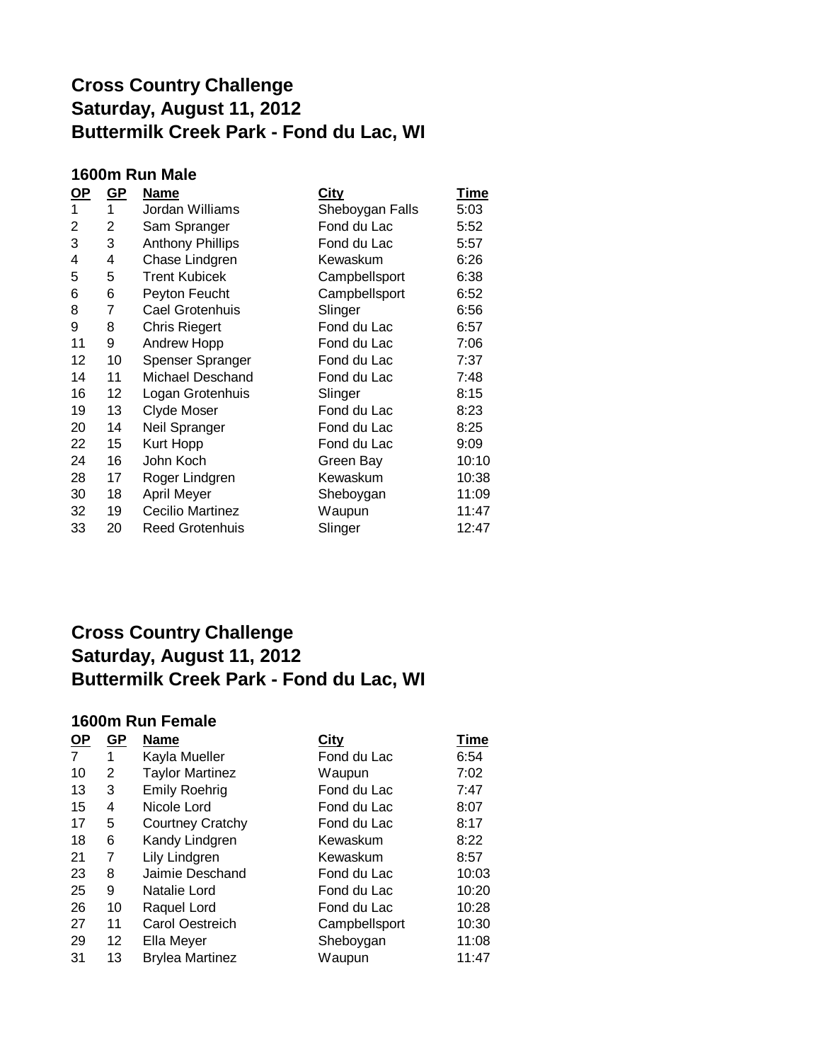## Cross Country Challenge
## Saturday, August 11, 2012
## Buttermilk Creek Park - Fond du Lac, WI

### 1600m Run Male

| OP | GP | Name | City | Time |
|---|---|---|---|---|
| 1 | 1 | Jordan Williams | Sheboygan Falls | 5:03 |
| 2 | 2 | Sam Spranger | Fond du Lac | 5:52 |
| 3 | 3 | Anthony Phillips | Fond du Lac | 5:57 |
| 4 | 4 | Chase Lindgren | Kewaskum | 6:26 |
| 5 | 5 | Trent Kubicek | Campbellsport | 6:38 |
| 6 | 6 | Peyton Feucht | Campbellsport | 6:52 |
| 8 | 7 | Cael Grotenhuis | Slinger | 6:56 |
| 9 | 8 | Chris Riegert | Fond du Lac | 6:57 |
| 11 | 9 | Andrew Hopp | Fond du Lac | 7:06 |
| 12 | 10 | Spenser Spranger | Fond du Lac | 7:37 |
| 14 | 11 | Michael Deschand | Fond du Lac | 7:48 |
| 16 | 12 | Logan Grotenhuis | Slinger | 8:15 |
| 19 | 13 | Clyde Moser | Fond du Lac | 8:23 |
| 20 | 14 | Neil Spranger | Fond du Lac | 8:25 |
| 22 | 15 | Kurt Hopp | Fond du Lac | 9:09 |
| 24 | 16 | John Koch | Green Bay | 10:10 |
| 28 | 17 | Roger Lindgren | Kewaskum | 10:38 |
| 30 | 18 | April Meyer | Sheboygan | 11:09 |
| 32 | 19 | Cecilio Martinez | Waupun | 11:47 |
| 33 | 20 | Reed Grotenhuis | Slinger | 12:47 |

## Cross Country Challenge
## Saturday, August 11, 2012
## Buttermilk Creek Park - Fond du Lac, WI

### 1600m Run Female

| OP | GP | Name | City | Time |
|---|---|---|---|---|
| 7 | 1 | Kayla Mueller | Fond du Lac | 6:54 |
| 10 | 2 | Taylor Martinez | Waupun | 7:02 |
| 13 | 3 | Emily Roehrig | Fond du Lac | 7:47 |
| 15 | 4 | Nicole Lord | Fond du Lac | 8:07 |
| 17 | 5 | Courtney Cratchy | Fond du Lac | 8:17 |
| 18 | 6 | Kandy Lindgren | Kewaskum | 8:22 |
| 21 | 7 | Lily Lindgren | Kewaskum | 8:57 |
| 23 | 8 | Jaimie Deschand | Fond du Lac | 10:03 |
| 25 | 9 | Natalie Lord | Fond du Lac | 10:20 |
| 26 | 10 | Raquel Lord | Fond du Lac | 10:28 |
| 27 | 11 | Carol Oestreich | Campbellsport | 10:30 |
| 29 | 12 | Ella Meyer | Sheboygan | 11:08 |
| 31 | 13 | Brylea Martinez | Waupun | 11:47 |